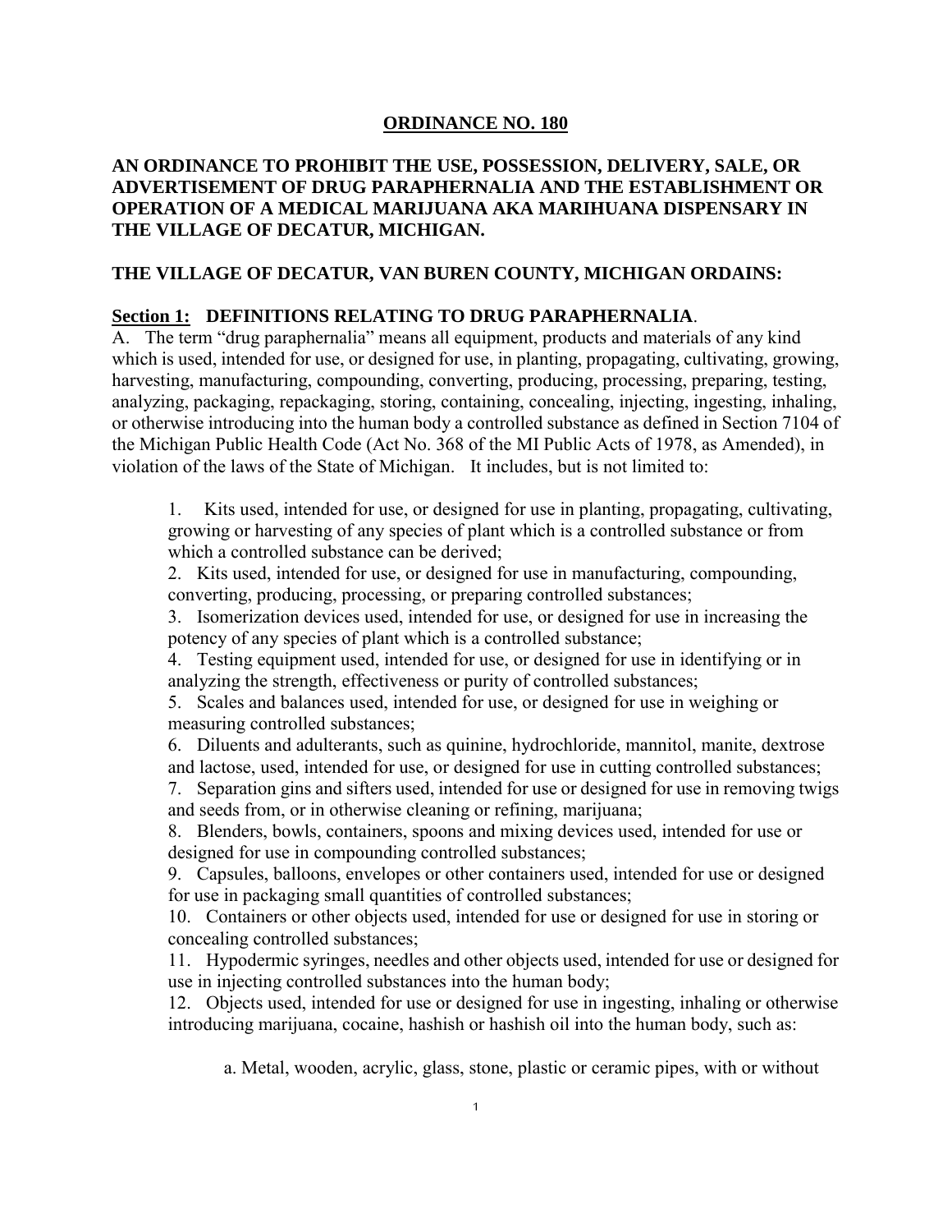# ORDINANCE NO. 180

## AN ORDINANCE TO PROHIBIT THE USE, POSSESSION, DELIVERY, SALE, OR ADVERTISEMENT OF DRUG PARAPHERNALIA AND THE ESTABLISHMENT OR OPERATION OF A MEDICAL MARIJUANA AKA MARIHUANA DISPENSARY IN THE VILLAGE OF DECATUR, MICHIGAN.

## THE VILLAGE OF DECATUR, VAN BUREN COUNTY, MICHIGAN ORDAINS:

### Section 1: DEFINITIONS RELATING TO DRUG PARAPHERNALIA.

A. The term "drug paraphernalia" means all equipment, products and materials of any kind which is used, intended for use, or designed for use, in planting, propagating, cultivating, growing, harvesting, manufacturing, compounding, converting, producing, processing, preparing, testing, analyzing, packaging, repackaging, storing, containing, concealing, injecting, ingesting, inhaling, or otherwise introducing into the human body a controlled substance as defined in Section 7104 of the Michigan Public Health Code (Act No. 368 of the MI Public Acts of 1978, as Amended), in violation of the laws of the State of Michigan. It includes, but is not limited to:

1. Kits used, intended for use, or designed for use in planting, propagating, cultivating, growing or harvesting of any species of plant which is a controlled substance or from which a controlled substance can be derived;
2. Kits used, intended for use, or designed for use in manufacturing, compounding, converting, producing, processing, or preparing controlled substances;
3. Isomerization devices used, intended for use, or designed for use in increasing the potency of any species of plant which is a controlled substance;
4. Testing equipment used, intended for use, or designed for use in identifying or in analyzing the strength, effectiveness or purity of controlled substances;
5. Scales and balances used, intended for use, or designed for use in weighing or measuring controlled substances;
6. Diluents and adulterants, such as quinine, hydrochloride, mannitol, manite, dextrose and lactose, used, intended for use, or designed for use in cutting controlled substances;
7. Separation gins and sifters used, intended for use or designed for use in removing twigs and seeds from, or in otherwise cleaning or refining, marijuana;
8. Blenders, bowls, containers, spoons and mixing devices used, intended for use or designed for use in compounding controlled substances;
9. Capsules, balloons, envelopes or other containers used, intended for use or designed for use in packaging small quantities of controlled substances;
10. Containers or other objects used, intended for use or designed for use in storing or concealing controlled substances;
11. Hypodermic syringes, needles and other objects used, intended for use or designed for use in injecting controlled substances into the human body;
12. Objects used, intended for use or designed for use in ingesting, inhaling or otherwise introducing marijuana, cocaine, hashish or hashish oil into the human body, such as:

    a. Metal, wooden, acrylic, glass, stone, plastic or ceramic pipes, with or without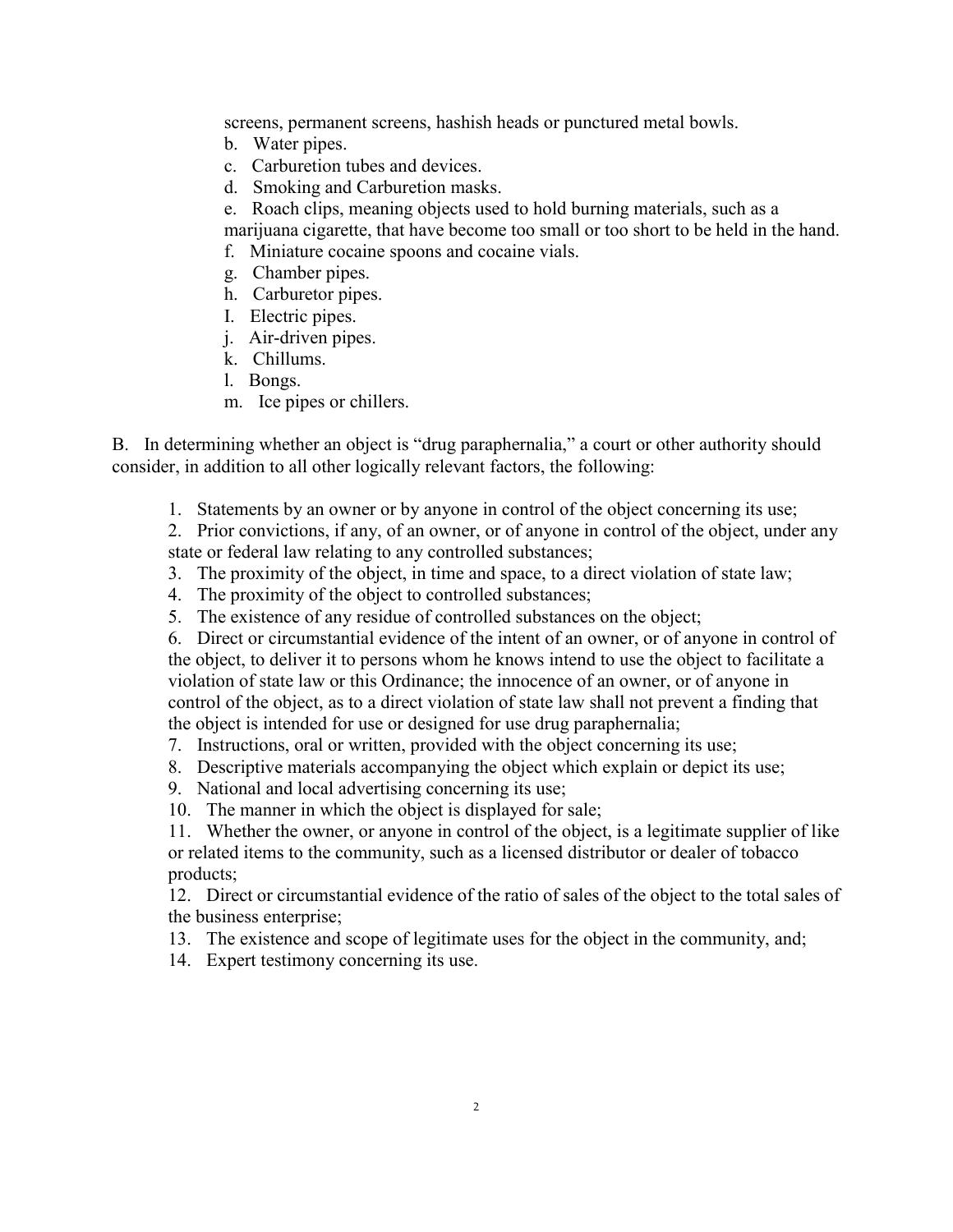screens, permanent screens, hashish heads or punctured metal bowls.

b. Water pipes.

c. Carburetion tubes and devices.

d. Smoking and Carburetion masks.

e. Roach clips, meaning objects used to hold burning materials, such as a marijuana cigarette, that have become too small or too short to be held in the hand.

f. Miniature cocaine spoons and cocaine vials.

g. Chamber pipes.

h. Carburetor pipes.

I. Electric pipes.

j. Air-driven pipes.

k. Chillums.

l. Bongs.

m. Ice pipes or chillers.

B. In determining whether an object is "drug paraphernalia," a court or other authority should consider, in addition to all other logically relevant factors, the following:

1. Statements by an owner or by anyone in control of the object concerning its use;
2. Prior convictions, if any, of an owner, or of anyone in control of the object, under any state or federal law relating to any controlled substances;
3. The proximity of the object, in time and space, to a direct violation of state law;
4. The proximity of the object to controlled substances;
5. The existence of any residue of controlled substances on the object;
6. Direct or circumstantial evidence of the intent of an owner, or of anyone in control of the object, to deliver it to persons whom he knows intend to use the object to facilitate a violation of state law or this Ordinance; the innocence of an owner, or of anyone in control of the object, as to a direct violation of state law shall not prevent a finding that the object is intended for use or designed for use drug paraphernalia;
7. Instructions, oral or written, provided with the object concerning its use;
8. Descriptive materials accompanying the object which explain or depict its use;
9. National and local advertising concerning its use;
10. The manner in which the object is displayed for sale;
11. Whether the owner, or anyone in control of the object, is a legitimate supplier of like or related items to the community, such as a licensed distributor or dealer of tobacco products;
12. Direct or circumstantial evidence of the ratio of sales of the object to the total sales of the business enterprise;
13. The existence and scope of legitimate uses for the object in the community, and;
14. Expert testimony concerning its use.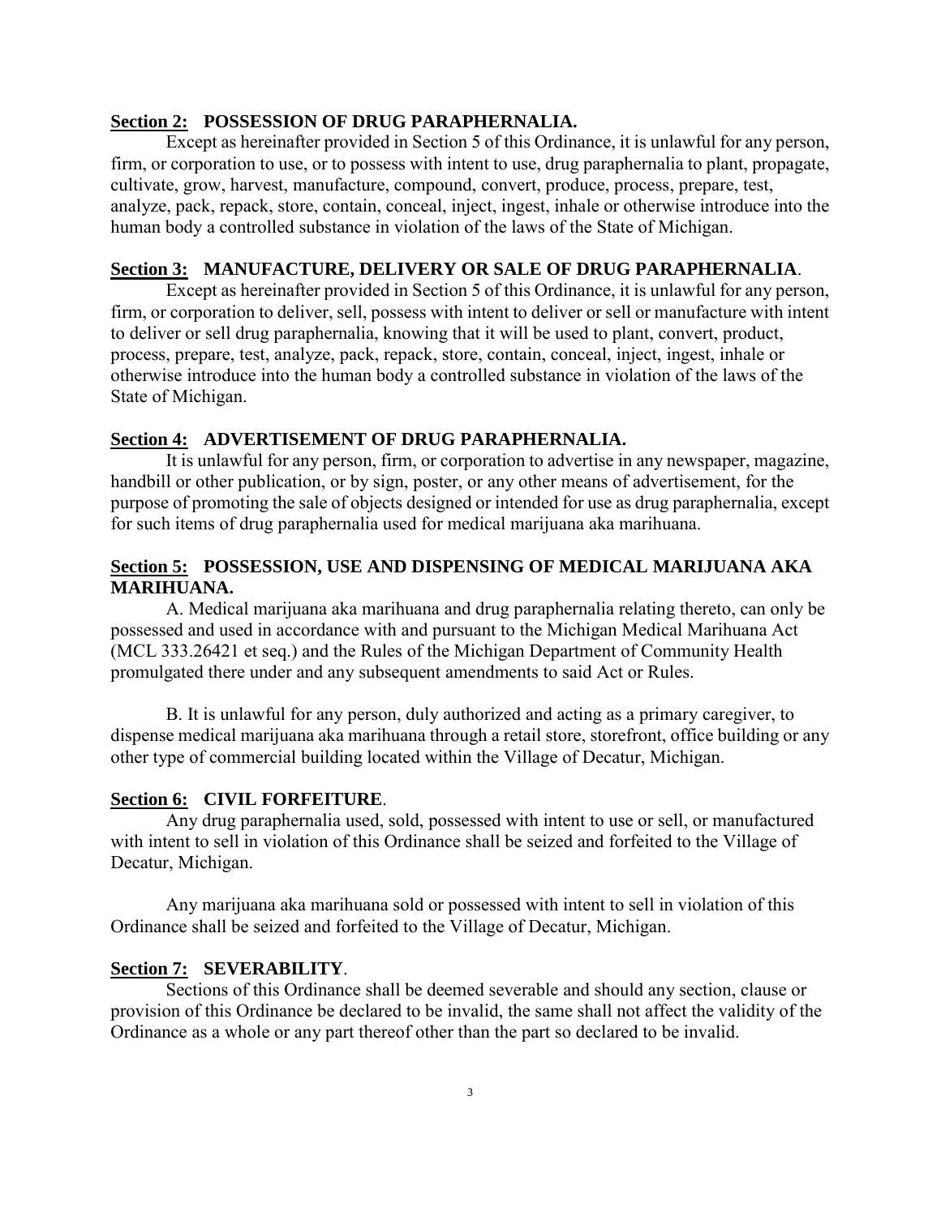## **Section 2: POSSESSION OF DRUG PARAPHERNALIA.**

Except as hereinafter provided in Section 5 of this Ordinance, it is unlawful for any person, firm, or corporation to use, or to possess with intent to use, drug paraphernalia to plant, propagate, cultivate, grow, harvest, manufacture, compound, convert, produce, process, prepare, test, analyze, pack, repack, store, contain, conceal, inject, ingest, inhale or otherwise introduce into the human body a controlled substance in violation of the laws of the State of Michigan.

## **Section 3: MANUFACTURE, DELIVERY OR SALE OF DRUG PARAPHERNALIA**.

Except as hereinafter provided in Section 5 of this Ordinance, it is unlawful for any person, firm, or corporation to deliver, sell, possess with intent to deliver or sell or manufacture with intent to deliver or sell drug paraphernalia, knowing that it will be used to plant, convert, product, process, prepare, test, analyze, pack, repack, store, contain, conceal, inject, ingest, inhale or otherwise introduce into the human body a controlled substance in violation of the laws of the State of Michigan.

## **Section 4: ADVERTISEMENT OF DRUG PARAPHERNALIA.**

It is unlawful for any person, firm, or corporation to advertise in any newspaper, magazine, handbill or other publication, or by sign, poster, or any other means of advertisement, for the purpose of promoting the sale of objects designed or intended for use as drug paraphernalia, except for such items of drug paraphernalia used for medical marijuana aka marihuana.

## **Section 5: POSSESSION, USE AND DISPENSING OF MEDICAL MARIJUANA AKA MARIHUANA.**

A. Medical marijuana aka marihuana and drug paraphernalia relating thereto, can only be possessed and used in accordance with and pursuant to the Michigan Medical Marihuana Act (MCL 333.26421 et seq.) and the Rules of the Michigan Department of Community Health promulgated there under and any subsequent amendments to said Act or Rules.

B. It is unlawful for any person, duly authorized and acting as a primary caregiver, to dispense medical marijuana aka marihuana through a retail store, storefront, office building or any other type of commercial building located within the Village of Decatur, Michigan.

## **Section 6: CIVIL FORFEITURE**.

Any drug paraphernalia used, sold, possessed with intent to use or sell, or manufactured with intent to sell in violation of this Ordinance shall be seized and forfeited to the Village of Decatur, Michigan.

Any marijuana aka marihuana sold or possessed with intent to sell in violation of this Ordinance shall be seized and forfeited to the Village of Decatur, Michigan.

## **Section 7: SEVERABILITY**.

Sections of this Ordinance shall be deemed severable and should any section, clause or provision of this Ordinance be declared to be invalid, the same shall not affect the validity of the Ordinance as a whole or any part thereof other than the part so declared to be invalid.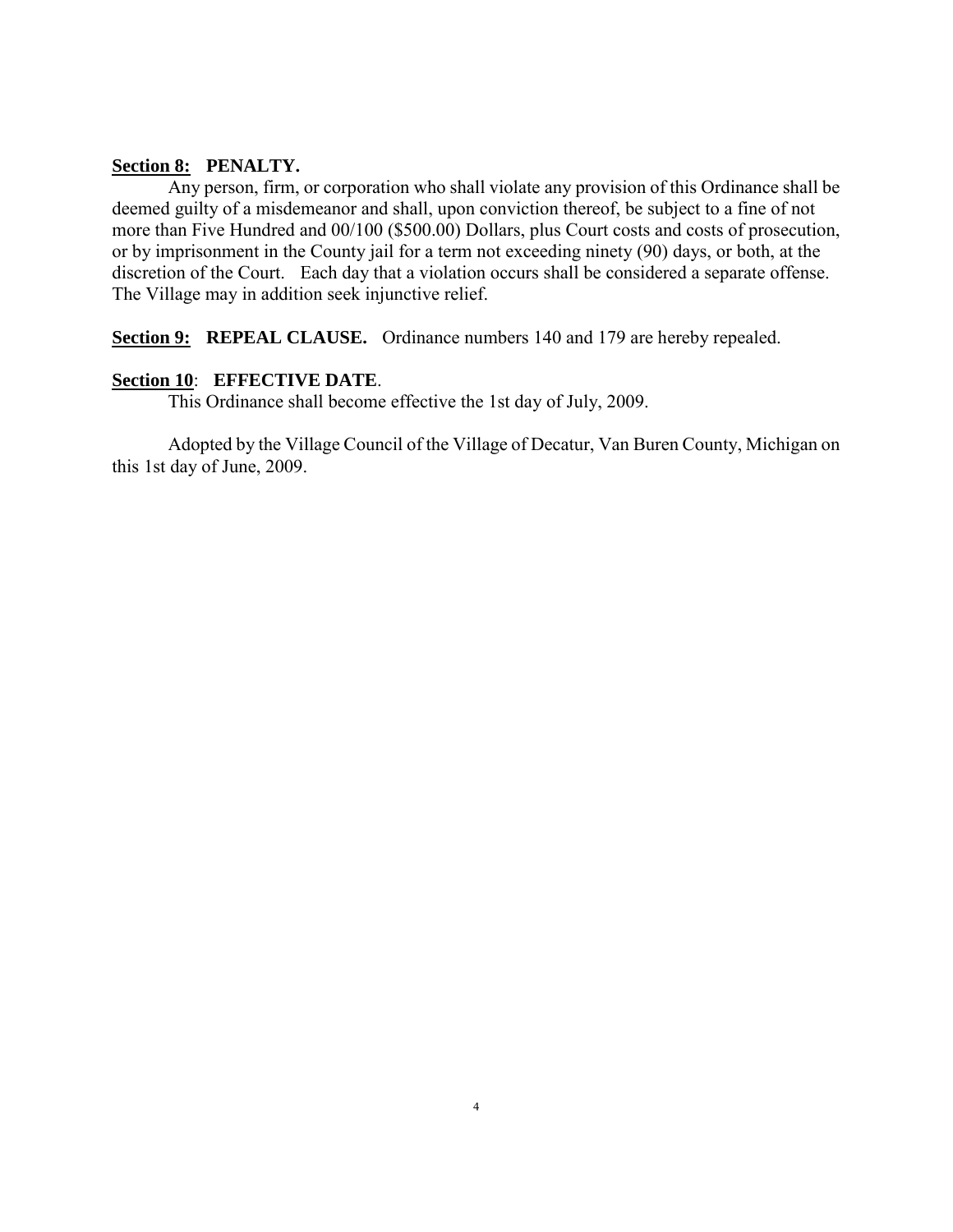**Section 8: PENALTY.**

Any person, firm, or corporation who shall violate any provision of this Ordinance shall be deemed guilty of a misdemeanor and shall, upon conviction thereof, be subject to a fine of not more than Five Hundred and 00/100 ($500.00) Dollars, plus Court costs and costs of prosecution, or by imprisonment in the County jail for a term not exceeding ninety (90) days, or both, at the discretion of the Court. Each day that a violation occurs shall be considered a separate offense. The Village may in addition seek injunctive relief.

**Section 9: REPEAL CLAUSE.** Ordinance numbers 140 and 179 are hereby repealed.

**Section 10**: **EFFECTIVE DATE**.

This Ordinance shall become effective the 1st day of July, 2009.

Adopted by the Village Council of the Village of Decatur, Van Buren County, Michigan on this 1st day of June, 2009.